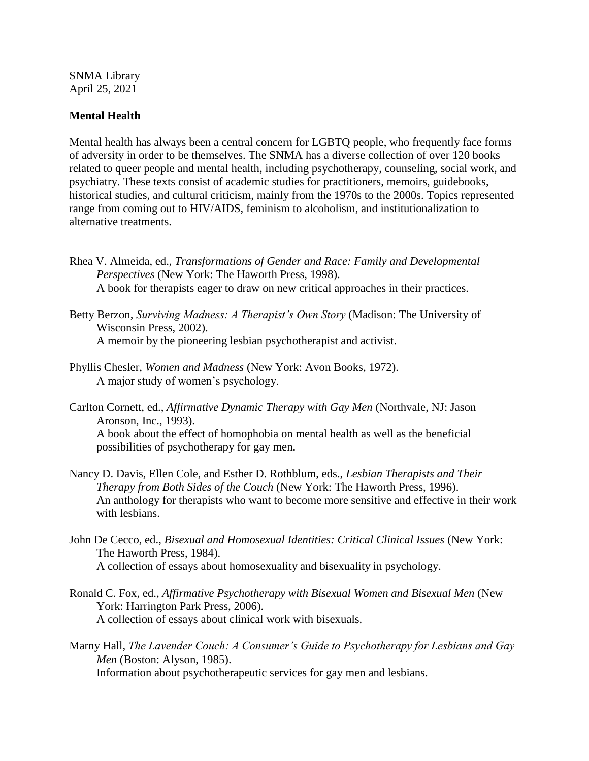SNMA Library
April 25, 2021

## Mental Health

Mental health has always been a central concern for LGBTQ people, who frequently face forms of adversity in order to be themselves. The SNMA has a diverse collection of over 120 books related to queer people and mental health, including psychotherapy, counseling, social work, and psychiatry. These texts consist of academic studies for practitioners, memoirs, guidebooks, historical studies, and cultural criticism, mainly from the 1970s to the 2000s. Topics represented range from coming out to HIV/AIDS, feminism to alcoholism, and institutionalization to alternative treatments.

Rhea V. Almeida, ed., *Transformations of Gender and Race: Family and Developmental Perspectives* (New York: The Haworth Press, 1998).
A book for therapists eager to draw on new critical approaches in their practices.

Betty Berzon, *Surviving Madness: A Therapist's Own Story* (Madison: The University of Wisconsin Press, 2002).
A memoir by the pioneering lesbian psychotherapist and activist.

Phyllis Chesler, *Women and Madness* (New York: Avon Books, 1972).
A major study of women's psychology.

Carlton Cornett, ed., *Affirmative Dynamic Therapy with Gay Men* (Northvale, NJ: Jason Aronson, Inc., 1993).
A book about the effect of homophobia on mental health as well as the beneficial possibilities of psychotherapy for gay men.

Nancy D. Davis, Ellen Cole, and Esther D. Rothblum, eds., *Lesbian Therapists and Their Therapy from Both Sides of the Couch* (New York: The Haworth Press, 1996).
An anthology for therapists who want to become more sensitive and effective in their work with lesbians.

John De Cecco, ed., *Bisexual and Homosexual Identities: Critical Clinical Issues* (New York: The Haworth Press, 1984).
A collection of essays about homosexuality and bisexuality in psychology.

Ronald C. Fox, ed., *Affirmative Psychotherapy with Bisexual Women and Bisexual Men* (New York: Harrington Park Press, 2006).
A collection of essays about clinical work with bisexuals.

Marny Hall, *The Lavender Couch: A Consumer's Guide to Psychotherapy for Lesbians and Gay Men* (Boston: Alyson, 1985).
Information about psychotherapeutic services for gay men and lesbians.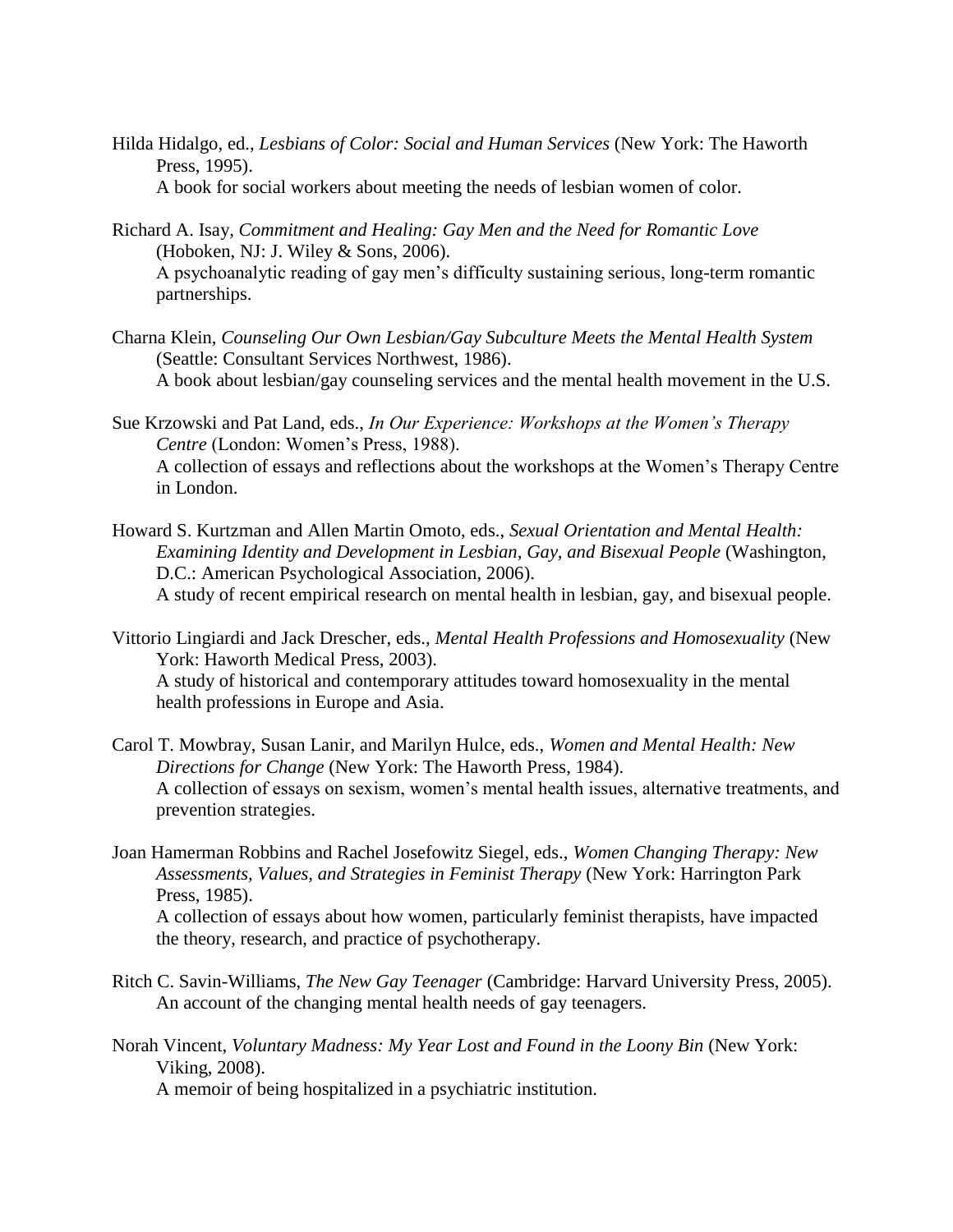Hilda Hidalgo, ed., *Lesbians of Color: Social and Human Services* (New York: The Haworth Press, 1995).
A book for social workers about meeting the needs of lesbian women of color.

Richard A. Isay, *Commitment and Healing: Gay Men and the Need for Romantic Love* (Hoboken, NJ: J. Wiley & Sons, 2006).
A psychoanalytic reading of gay men's difficulty sustaining serious, long-term romantic partnerships.

Charna Klein, *Counseling Our Own Lesbian/Gay Subculture Meets the Mental Health System* (Seattle: Consultant Services Northwest, 1986).
A book about lesbian/gay counseling services and the mental health movement in the U.S.

Sue Krzowski and Pat Land, eds., *In Our Experience: Workshops at the Women's Therapy Centre* (London: Women's Press, 1988).
A collection of essays and reflections about the workshops at the Women's Therapy Centre in London.

Howard S. Kurtzman and Allen Martin Omoto, eds., *Sexual Orientation and Mental Health: Examining Identity and Development in Lesbian, Gay, and Bisexual People* (Washington, D.C.: American Psychological Association, 2006).
A study of recent empirical research on mental health in lesbian, gay, and bisexual people.

Vittorio Lingiardi and Jack Drescher, eds., *Mental Health Professions and Homosexuality* (New York: Haworth Medical Press, 2003).
A study of historical and contemporary attitudes toward homosexuality in the mental health professions in Europe and Asia.

Carol T. Mowbray, Susan Lanir, and Marilyn Hulce, eds., *Women and Mental Health: New Directions for Change* (New York: The Haworth Press, 1984).
A collection of essays on sexism, women's mental health issues, alternative treatments, and prevention strategies.

Joan Hamerman Robbins and Rachel Josefowitz Siegel, eds., *Women Changing Therapy: New Assessments, Values, and Strategies in Feminist Therapy* (New York: Harrington Park Press, 1985).
A collection of essays about how women, particularly feminist therapists, have impacted the theory, research, and practice of psychotherapy.

Ritch C. Savin-Williams, *The New Gay Teenager* (Cambridge: Harvard University Press, 2005).
An account of the changing mental health needs of gay teenagers.

Norah Vincent, *Voluntary Madness: My Year Lost and Found in the Loony Bin* (New York: Viking, 2008).
A memoir of being hospitalized in a psychiatric institution.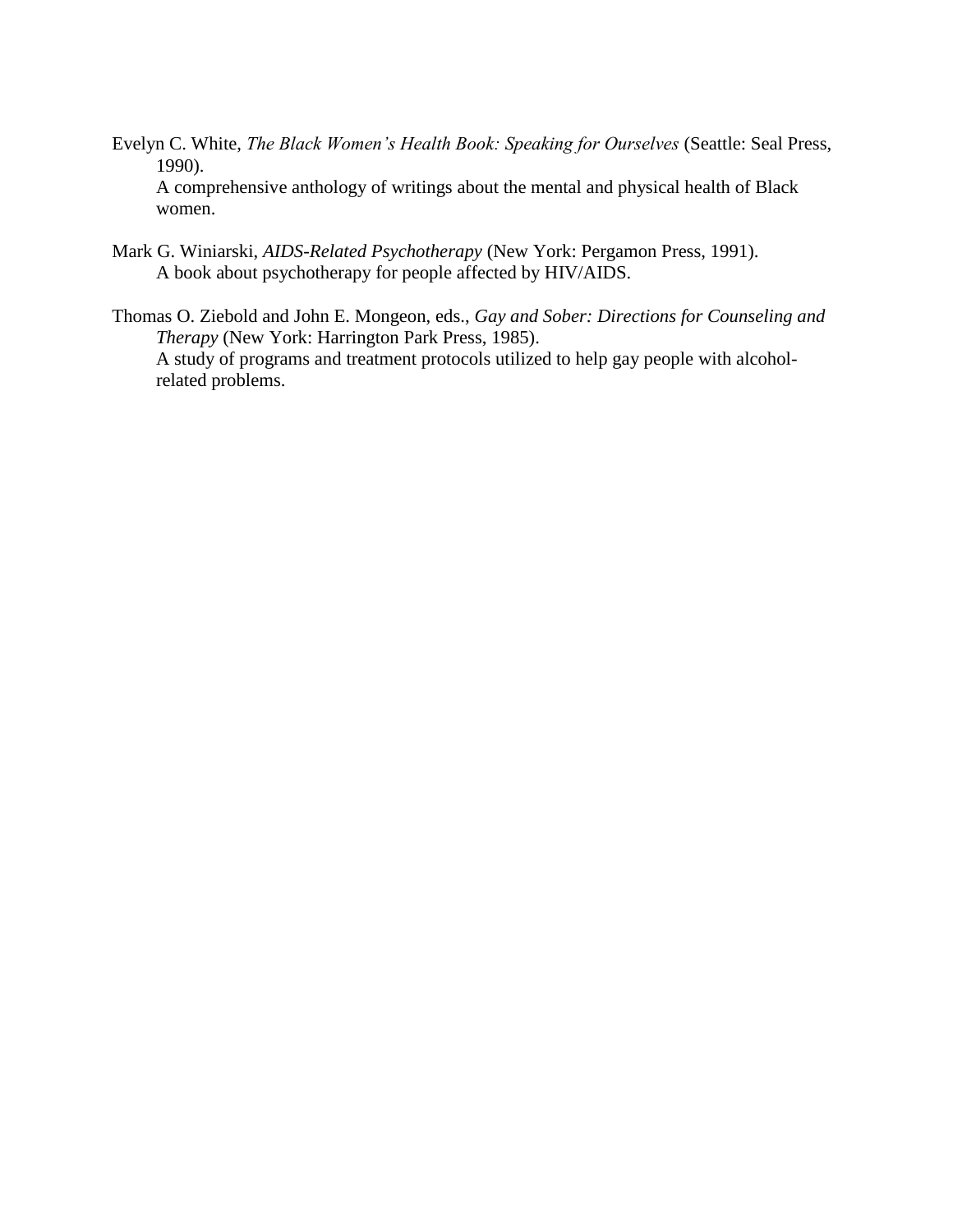Evelyn C. White, *The Black Women's Health Book: Speaking for Ourselves* (Seattle: Seal Press, 1990).
A comprehensive anthology of writings about the mental and physical health of Black women.

Mark G. Winiarski, *AIDS-Related Psychotherapy* (New York: Pergamon Press, 1991).
A book about psychotherapy for people affected by HIV/AIDS.

Thomas O. Ziebold and John E. Mongeon, eds., *Gay and Sober: Directions for Counseling and Therapy* (New York: Harrington Park Press, 1985).
A study of programs and treatment protocols utilized to help gay people with alcohol-related problems.